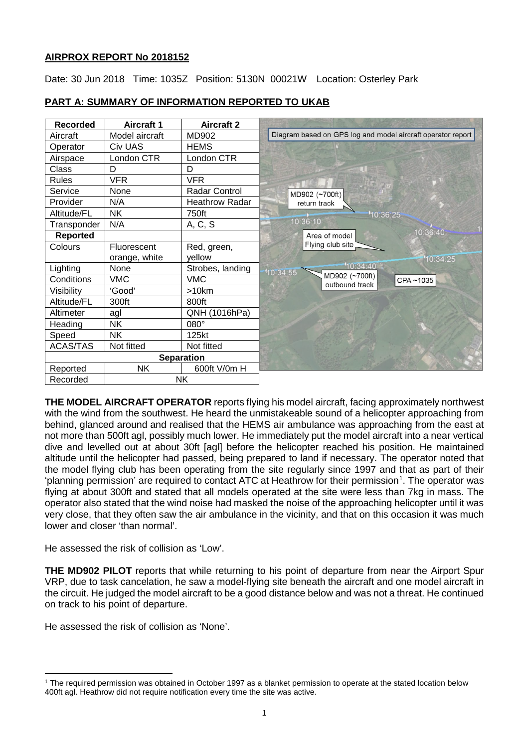**AIRPROX REPORT No 2018152**

Date: 30 Jun 2018 Time: 1035Z Position: 5130N 00021W Location: Osterley Park

**PART A: SUMMARY OF INFORMATION REPORTED TO UKAB**

| Recorded | Aircraft 1 | Aircraft 2 |
|---|---|---|
| Aircraft | Model aircraft | MD902 |
| Operator | Civ UAS | HEMS |
| Airspace | London CTR | London CTR |
| Class | D | D |
| Rules | VFR | VFR |
| Service | None | Radar Control |
| Provider | N/A | Heathrow Radar |
| Altitude/FL | NK | 750ft |
| Transponder | N/A | A, C, S |
| **Reported** | | |
| Colours | Fluorescent orange, white | Red, green, yellow |
| Lighting | None | Strobes, landing |
| Conditions | VMC | VMC |
| Visibility | 'Good' | >10km |
| Altitude/FL | 300ft | 800ft |
| Altimeter | agl | QNH (1016hPa) |
| Heading | NK | 080° |
| Speed | NK | 125kt |
| ACAS/TAS | Not fitted | Not fitted |
| **Separation** | | |
| Reported | NK | 600ft V/0m H |
| Recorded | NK | |

Diagram based on GPS log and model aircraft operator report

**THE MODEL AIRCRAFT OPERATOR** reports flying his model aircraft, facing approximately northwest with the wind from the southwest. He heard the unmistakeable sound of a helicopter approaching from behind, glanced around and realised that the HEMS air ambulance was approaching from the east at not more than 500ft agl, possibly much lower. He immediately put the model aircraft into a near vertical dive and levelled out at about 30ft [agl] before the helicopter reached his position. He maintained altitude until the helicopter had passed, being prepared to land if necessary. The operator noted that the model flying club has been operating from the site regularly since 1997 and that as part of their 'planning permission' are required to contact ATC at Heathrow for their permission[1]. The operator was flying at about 300ft and stated that all models operated at the site were less than 7kg in mass. The operator also stated that the wind noise had masked the noise of the approaching helicopter until it was very close, that they often saw the air ambulance in the vicinity, and that on this occasion it was much lower and closer 'than normal'.

He assessed the risk of collision as 'Low'.

**THE MD902 PILOT** reports that while returning to his point of departure from near the Airport Spur VRP, due to task cancelation, he saw a model-flying site beneath the aircraft and one model aircraft in the circuit. He judged the model aircraft to be a good distance below and was not a threat. He continued on track to his point of departure.

He assessed the risk of collision as 'None'.

[1] The required permission was obtained in October 1997 as a blanket permission to operate at the stated location below 400ft agl. Heathrow did not require notification every time the site was active.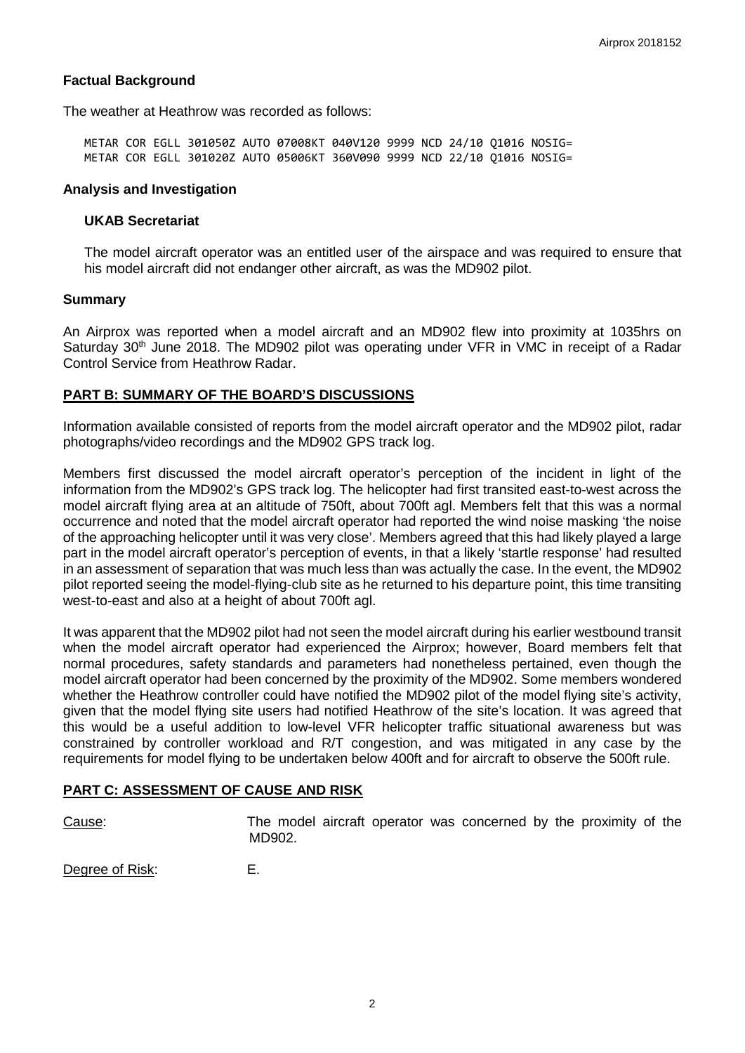**Factual Background**

The weather at Heathrow was recorded as follows:

```
METAR COR EGLL 301050Z AUTO 07008KT 040V120 9999 NCD 24/10 Q1016 NOSIG=
METAR COR EGLL 301020Z AUTO 05006KT 360V090 9999 NCD 22/10 Q1016 NOSIG=
```

**Analysis and Investigation**

**UKAB Secretariat**

The model aircraft operator was an entitled user of the airspace and was required to ensure that his model aircraft did not endanger other aircraft, as was the MD902 pilot.

**Summary**

An Airprox was reported when a model aircraft and an MD902 flew into proximity at 1035hrs on Saturday 30th June 2018. The MD902 pilot was operating under VFR in VMC in receipt of a Radar Control Service from Heathrow Radar.

**PART B: SUMMARY OF THE BOARD'S DISCUSSIONS**

Information available consisted of reports from the model aircraft operator and the MD902 pilot, radar photographs/video recordings and the MD902 GPS track log.

Members first discussed the model aircraft operator's perception of the incident in light of the information from the MD902's GPS track log. The helicopter had first transited east-to-west across the model aircraft flying area at an altitude of 750ft, about 700ft agl. Members felt that this was a normal occurrence and noted that the model aircraft operator had reported the wind noise masking 'the noise of the approaching helicopter until it was very close'. Members agreed that this had likely played a large part in the model aircraft operator's perception of events, in that a likely 'startle response' had resulted in an assessment of separation that was much less than was actually the case. In the event, the MD902 pilot reported seeing the model-flying-club site as he returned to his departure point, this time transiting west-to-east and also at a height of about 700ft agl.

It was apparent that the MD902 pilot had not seen the model aircraft during his earlier westbound transit when the model aircraft operator had experienced the Airprox; however, Board members felt that normal procedures, safety standards and parameters had nonetheless pertained, even though the model aircraft operator had been concerned by the proximity of the MD902. Some members wondered whether the Heathrow controller could have notified the MD902 pilot of the model flying site's activity, given that the model flying site users had notified Heathrow of the site's location. It was agreed that this would be a useful addition to low-level VFR helicopter traffic situational awareness but was constrained by controller workload and R/T congestion, and was mitigated in any case by the requirements for model flying to be undertaken below 400ft and for aircraft to observe the 500ft rule.

**PART C: ASSESSMENT OF CAUSE AND RISK**

Cause: The model aircraft operator was concerned by the proximity of the MD902.

Degree of Risk: E.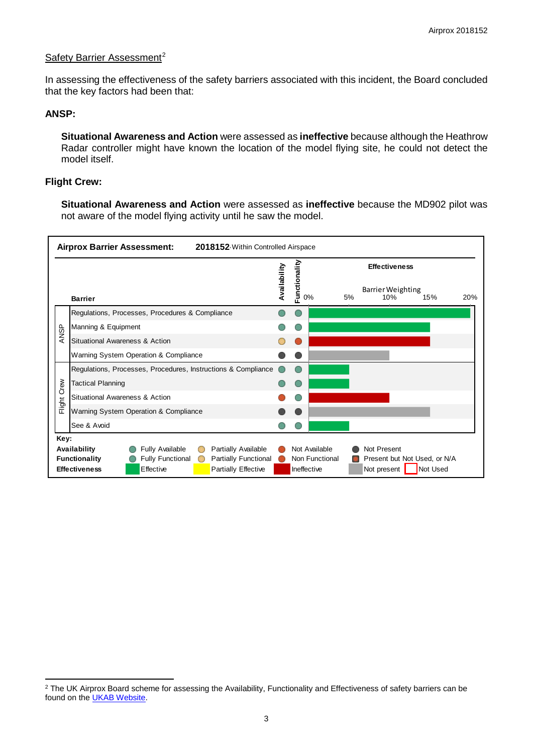Safety Barrier Assessment[2]

In assessing the effectiveness of the safety barriers associated with this incident, the Board concluded that the key factors had been that:

**ANSP:**

**Situational Awareness and Action** were assessed as **ineffective** because although the Heathrow Radar controller might have known the location of the model flying site, he could not detect the model itself.

**Flight Crew:**

**Situational Awareness and Action** were assessed as **ineffective** because the MD902 pilot was not aware of the model flying activity until he saw the model.

**Airprox Barrier Assessment:** **2018152** Within Controlled Airspace

Barrier
Availability
Functionality
Effectiveness
Barrier Weighting
0% 5% 10% 15% 20%

ANSP
Regulations, Processes, Procedures & Compliance
Manning & Equipment
Situational Awareness & Action
Warning System Operation & Compliance

Flight Crew
Regulations, Processes, Procedures, Instructions & Compliance
Tactical Planning
Situational Awareness & Action
Warning System Operation & Compliance
See & Avoid

Key:
Availability: Fully Available, Partially Available, Not Available, Not Present
Functionality: Fully Functional, Partially Functional, Non Functional, Present but Not Used, or N/A
Effectiveness: Effective, Partially Effective, Ineffective, Not present, Not Used

[2] The UK Airprox Board scheme for assessing the Availability, Functionality and Effectiveness of safety barriers can be found on the UKAB Website.